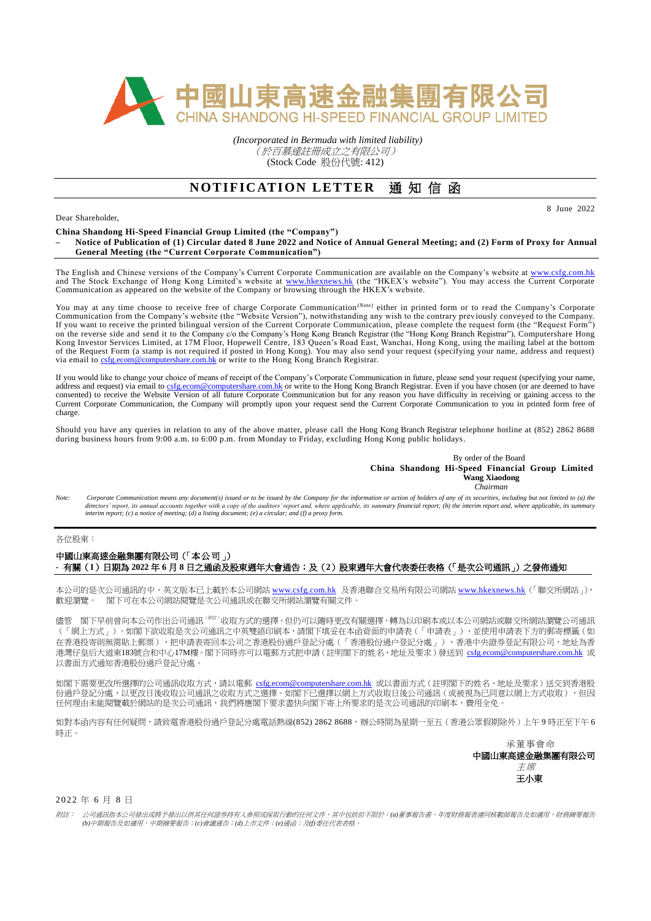# 中國山東高速金融集團有限公司
# CHINA SHANDONG HI-SPEED FINANCIAL GROUP LIMITED

*(Incorporated in Bermuda with limited liability)*
*（於百慕達註冊成立之有限公司）*
(Stock Code 股份代號: 412)

## NOTIFICATION LETTER 通知信函

8 June 2022

Dear Shareholder,

**China Shandong Hi-Speed Financial Group Limited (the "Company")**
**– Notice of Publication of (1) Circular dated 8 June 2022 and Notice of Annual General Meeting; and (2) Form of Proxy for Annual General Meeting (the "Current Corporate Communication")**

The English and Chinese versions of the Company's Current Corporate Communication are available on the Company's website at www.csfg.com.hk and The Stock Exchange of Hong Kong Limited's website at www.hkexnews.hk (the "HKEX's website"). You may access the Current Corporate Communication as appeared on the website of the Company or browsing through the HKEX's website.

You may at any time choose to receive free of charge Corporate Communication*(Note)* either in printed form or to read the Company's Corporate Communication from the Company's website (the "Website Version"), notwithstanding any wish to the contrary previously conveyed to the Company. If you want to receive the printed bilingual version of the Current Corporate Communication, please complete the request form (the "Request Form") on the reverse side and send it to the Company c/o the Company's Hong Kong Branch Registrar (the "Hong Kong Branch Registrar"), Computershare Hong Kong Investor Services Limited, at 17M Floor, Hopewell Centre, 183 Queen's Road East, Wanchai, Hong Kong, using the mailing label at the bottom of the Request Form (a stamp is not required if posted in Hong Kong). You may also send your request (specifying your name, address and request) via email to csfg.ecom@computershare.com.hk or write to the Hong Kong Branch Registrar.

If you would like to change your choice of means of receipt of the Company's Corporate Communication in future, please send your request (specifying your name, address and request) via email to csfg.ecom@computershare.com.hk or write to the Hong Kong Branch Registrar. Even if you have chosen (or are deemed to have consented) to receive the Website Version of all future Corporate Communication but for any reason you have difficulty in receiving or gaining access to the Current Corporate Communication, the Company will promptly upon your request send the Current Corporate Communication to you in printed form free of charge.

Should you have any queries in relation to any of the above matter, please call the Hong Kong Branch Registrar telephone hotline at (852) 2862 8688 during business hours from 9:00 a.m. to 6:00 p.m. from Monday to Friday, excluding Hong Kong public holidays.

By order of the Board
**China Shandong Hi-Speed Financial Group Limited**
**Wang Xiaodong**
*Chairman*

*Note: Corporate Communication means any document(s) issued or to be issued by the Company for the information or action of holders of any of its securities, including but not limited to (a) the directors' report, its annual accounts together with a copy of the auditors' report and, where applicable, its summary financial report; (b) the interim report and, where applicable, its summary interim report; (c) a notice of meeting; (d) a listing document; (e) a circular; and (f) a proxy form.*

---

各位股東：

**中國山東高速金融集團有限公司（「本公司」）**
**- 有關（1）日期為 2022 年 6 月 8 日之通函及股東週年大會通告；及（2）股東週年大會代表委任表格（「是次公司通訊」）之發佈通知**

本公司的是次公司通訊的中、英文版本已上載於本公司網站 www.csfg.com.hk 及香港聯合交易所有限公司網站 www.hkexnews.hk（「聯交所網站」），歡迎瀏覽。 閣下可在本公司網站閱覽是次公司通訊或在聯交所網站瀏覽有關文件。

儘管 閣下早前曾向本公司作出公司通訊*（附註）*收取方式的選擇，但仍可以隨時更改有關選擇，轉為以印刷本或以本公司網站或聯交所網站瀏覽公司通訊（「網上方式」）。如閣下欲收取是次公司通訊之中英雙語印刷本，請閣下填妥在本函背面的申請表（「申請表」），並使用申請表下方的郵寄標籤（如在香港投寄則無需貼上郵票），把申請表寄回本公司之香港股份過戶登記分處（「香港股份過戶登記分處」），香港中央證券登記有限公司，地址為香港灣仔皇后大道東183號合和中心17M樓。閣下同時亦可以電郵方式把申請（註明閣下的姓名、地址及要求）發送到 csfg.ecom@computershare.com.hk 或以書面方式通知香港股份過戶登記分處。

如閣下需要更改所選擇的公司通訊收取方式，請以電郵 csfg.ecom@computershare.com.hk 或以書面方式（註明閣下的姓名、地址及要求）送交到香港股份過戶登記分處，以更改日後收取公司通訊之收取方式之選擇。如閣下已選擇以網上方式收取日後公司通訊（或被視為已同意以網上方式收取），但因任何理由未能閱覽載於網站的是次公司通訊，我們將應閣下要求盡快向閣下寄上所要求的是次公司通訊的印刷本，費用全免。

如對本函內容有任何疑問，請致電香港股份過戶登記分處電話熱線(852) 2862 8688，辦公時間為星期一至五（香港公眾假期除外）上午 9 時正至下午 6 時正。

承董事會命
**中國山東高速金融集團有限公司**
*主席*
**王小東**

2022 年 6 月 8 日

*附註： 公司通訊指本公司發出或將予發出以供其任何證券持有人參照或採取行動的任何文件，其中包括但不限於：(a)董事報告書、年度財務報表連同核數師報告及如適用，財務摘要報告；(b)中期報告及如適用，中期摘要報告；(c)會議通告；(d)上市文件；(e)通函；及(f)委任代表表格。*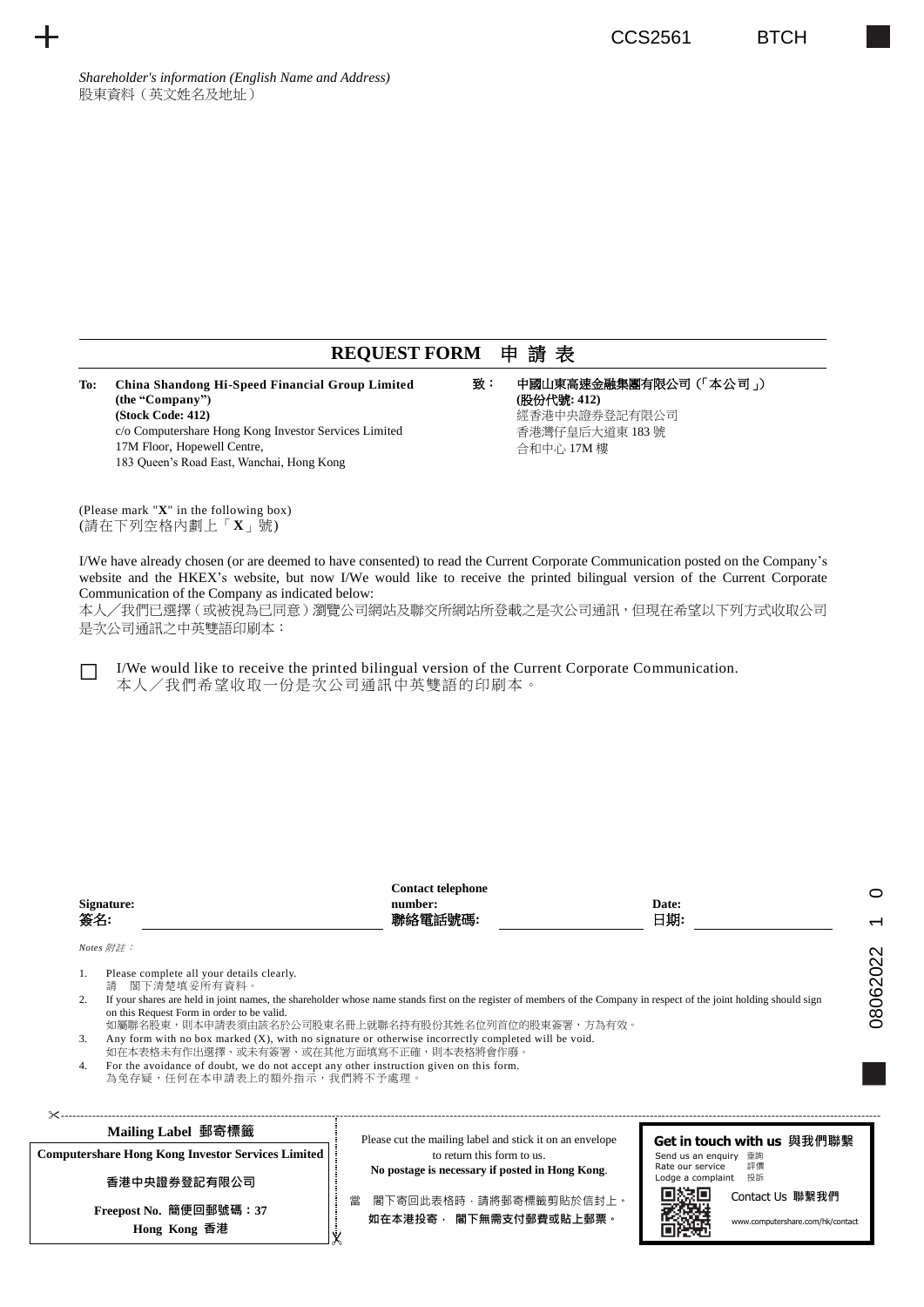CCS2561 BTCH

*Shareholder's information (English Name and Address)*
股東資料（英文姓名及地址）

## REQUEST FORM 申 請 表

**To: China Shandong Hi-Speed Financial Group Limited**
**(the "Company")**
**(Stock Code: 412)**
c/o Computershare Hong Kong Investor Services Limited
17M Floor, Hopewell Centre,
183 Queen's Road East, Wanchai, Hong Kong

**致： 中國山東高速金融集團有限公司（「本公司」）**
**(股份代號: 412)**
經香港中央證券登記有限公司
香港灣仔皇后大道東 183 號
合和中心 17M 樓

(Please mark "**X**" in the following box)
(請在下列空格內劃上「**X**」號)

I/We have already chosen (or are deemed to have consented) to read the Current Corporate Communication posted on the Company's website and the HKEX's website, but now I/We would like to receive the printed bilingual version of the Current Corporate Communication of the Company as indicated below:
本人╱我們已選擇（或被視為已同意）瀏覽公司網站及聯交所網站所登載之是次公司通訊，但現在希望以下列方式收取公司是次公司通訊之中英雙語印刷本：

☐ I/We would like to receive the printed bilingual version of the Current Corporate Communication.
本人╱我們希望收取一份是次公司通訊中英雙語的印刷本。

**Signature: 簽名:** ____________ **Contact telephone number: 聯絡電話號碼:** ____________ **Date: 日期:** ____________

*Notes 附註：*

1. Please complete all your details clearly.
   請 閣下清楚填妥所有資料。
2. If your shares are held in joint names, the shareholder whose name stands first on the register of members of the Company in respect of the joint holding should sign on this Request Form in order to be valid.
   如屬聯名股東，則本申請表須由該名於公司股東名冊上就聯名持有股份其姓名位列首位的股東簽署，方為有效。
3. Any form with no box marked (X), with no signature or otherwise incorrectly completed will be void.
   如在本表格未有作出選擇、或未有簽署、或在其他方面填寫不正確，則本表格將會作廢。
4. For the avoidance of doubt, we do not accept any other instruction given on this form.
   為免存疑，任何在本申請表上的額外指示，我們將不予處理。

**Mailing Label 郵寄標籤**

**Computershare Hong Kong Investor Services Limited**
**香港中央證券登記有限公司**
**Freepost No. 簡便回郵號碼：37**
**Hong Kong 香港**

Please cut the mailing label and stick it on an envelope to return this form to us.
**No postage is necessary if posted in Hong Kong.**

當 閣下寄回此表格時，請將郵寄標籤剪貼於信封上。
**如在本港投寄， 閣下無需支付郵費或貼上郵票。**

**Get in touch with us 與我們聯繫**
Send us an enquiry 垂詢
Rate our service 評價
Lodge a complaint 投訴
Contact Us 聯繫我們
www.computershare.com/hk/contact

08062022 1 0